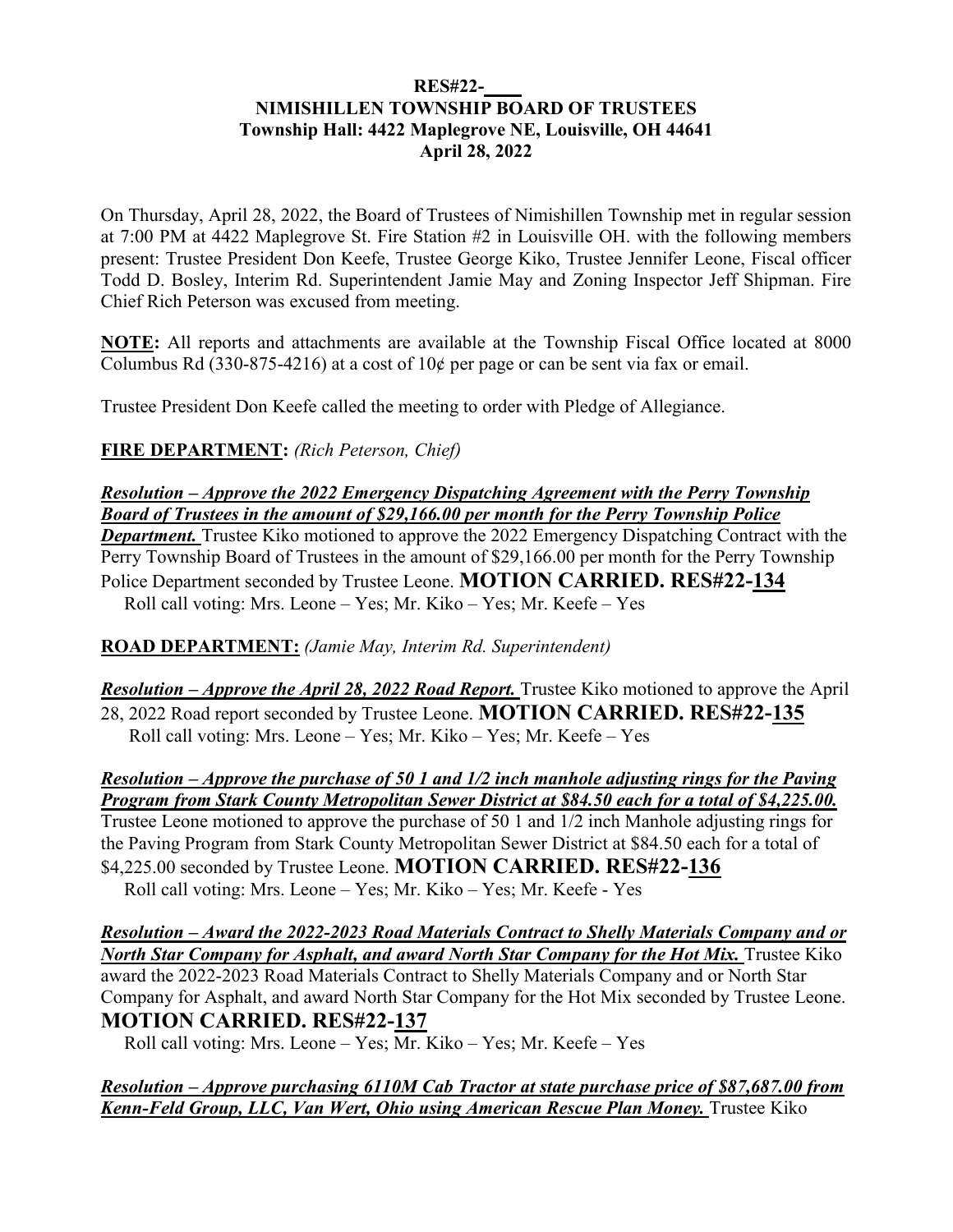**RES#22-\_\_\_\_**
**NIMISHILLEN TOWNSHIP BOARD OF TRUSTEES**
**Township Hall: 4422 Maplegrove NE, Louisville, OH 44641**
**April 28, 2022**

On Thursday, April 28, 2022, the Board of Trustees of Nimishillen Township met in regular session at 7:00 PM at 4422 Maplegrove St. Fire Station #2 in Louisville OH. with the following members present: Trustee President Don Keefe, Trustee George Kiko, Trustee Jennifer Leone, Fiscal officer Todd D. Bosley, Interim Rd. Superintendent Jamie May and Zoning Inspector Jeff Shipman. Fire Chief Rich Peterson was excused from meeting.

**NOTE:** All reports and attachments are available at the Township Fiscal Office located at 8000 Columbus Rd (330-875-4216) at a cost of 10¢ per page or can be sent via fax or email.

Trustee President Don Keefe called the meeting to order with Pledge of Allegiance.

**FIRE DEPARTMENT:** *(Rich Peterson, Chief)*

***Resolution – Approve the 2022 Emergency Dispatching Agreement with the Perry Township Board of Trustees in the amount of $29,166.00 per month for the Perry Township Police Department.*** Trustee Kiko motioned to approve the 2022 Emergency Dispatching Contract with the Perry Township Board of Trustees in the amount of $29,166.00 per month for the Perry Township Police Department seconded by Trustee Leone. **MOTION CARRIED. RES#22-134**
Roll call voting: Mrs. Leone – Yes; Mr. Kiko – Yes; Mr. Keefe – Yes

**ROAD DEPARTMENT:** *(Jamie May, Interim Rd. Superintendent)*

***Resolution – Approve the April 28, 2022 Road Report.*** Trustee Kiko motioned to approve the April 28, 2022 Road report seconded by Trustee Leone. **MOTION CARRIED. RES#22-135**
Roll call voting: Mrs. Leone – Yes; Mr. Kiko – Yes; Mr. Keefe – Yes

***Resolution – Approve the purchase of 50 1 and 1/2 inch manhole adjusting rings for the Paving Program from Stark County Metropolitan Sewer District at $84.50 each for a total of $4,225.00.*** Trustee Leone motioned to approve the purchase of 50 1 and 1/2 inch Manhole adjusting rings for the Paving Program from Stark County Metropolitan Sewer District at $84.50 each for a total of $4,225.00 seconded by Trustee Leone. **MOTION CARRIED. RES#22-136**
Roll call voting: Mrs. Leone – Yes; Mr. Kiko – Yes; Mr. Keefe - Yes

***Resolution – Award the 2022-2023 Road Materials Contract to Shelly Materials Company and or North Star Company for Asphalt, and award North Star Company for the Hot Mix.*** Trustee Kiko award the 2022-2023 Road Materials Contract to Shelly Materials Company and or North Star Company for Asphalt, and award North Star Company for the Hot Mix seconded by Trustee Leone. **MOTION CARRIED. RES#22-137**
Roll call voting: Mrs. Leone – Yes; Mr. Kiko – Yes; Mr. Keefe – Yes

***Resolution – Approve purchasing 6110M Cab Tractor at state purchase price of $87,687.00 from Kenn-Feld Group, LLC, Van Wert, Ohio using American Rescue Plan Money.*** Trustee Kiko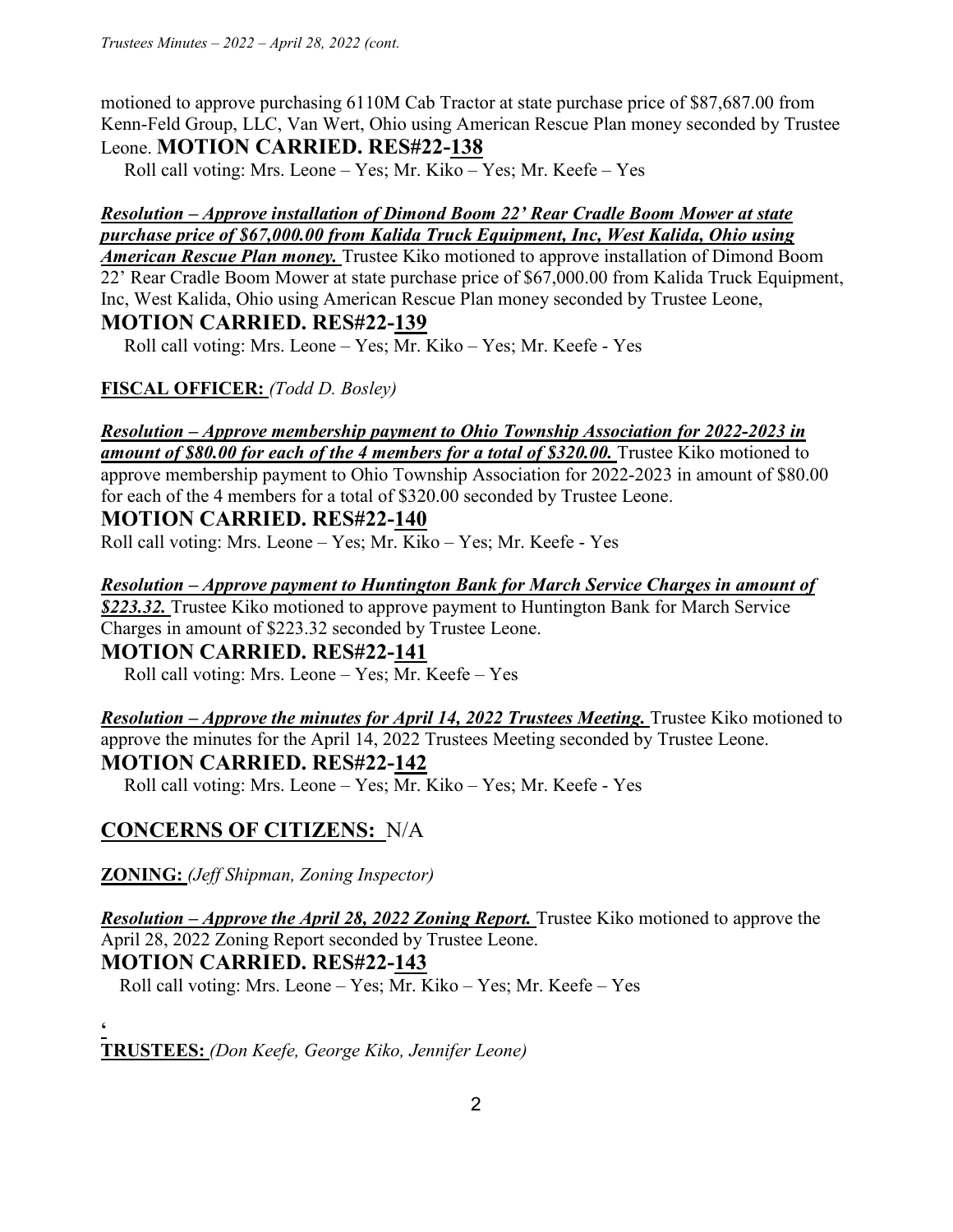motioned to approve purchasing 6110M Cab Tractor at state purchase price of $87,687.00 from Kenn-Feld Group, LLC, Van Wert, Ohio using American Rescue Plan money seconded by Trustee Leone. **MOTION CARRIED. RES#22-138**

Roll call voting: Mrs. Leone – Yes; Mr. Kiko – Yes; Mr. Keefe – Yes

***Resolution – Approve installation of Dimond Boom 22' Rear Cradle Boom Mower at state purchase price of $67,000.00 from Kalida Truck Equipment, Inc, West Kalida, Ohio using American Rescue Plan money.*** Trustee Kiko motioned to approve installation of Dimond Boom 22' Rear Cradle Boom Mower at state purchase price of $67,000.00 from Kalida Truck Equipment, Inc, West Kalida, Ohio using American Rescue Plan money seconded by Trustee Leone,

**MOTION CARRIED. RES#22-139**

Roll call voting: Mrs. Leone – Yes; Mr. Kiko – Yes; Mr. Keefe - Yes

**FISCAL OFFICER:** *(Todd D. Bosley)*

***Resolution – Approve membership payment to Ohio Township Association for 2022-2023 in amount of $80.00 for each of the 4 members for a total of $320.00.*** Trustee Kiko motioned to approve membership payment to Ohio Township Association for 2022-2023 in amount of $80.00 for each of the 4 members for a total of $320.00 seconded by Trustee Leone.

**MOTION CARRIED. RES#22-140**

Roll call voting: Mrs. Leone – Yes; Mr. Kiko – Yes; Mr. Keefe - Yes

***Resolution – Approve payment to Huntington Bank for March Service Charges in amount of $223.32.*** Trustee Kiko motioned to approve payment to Huntington Bank for March Service Charges in amount of $223.32 seconded by Trustee Leone.

**MOTION CARRIED. RES#22-141**

Roll call voting: Mrs. Leone – Yes; Mr. Keefe – Yes

***Resolution – Approve the minutes for April 14, 2022 Trustees Meeting.*** Trustee Kiko motioned to approve the minutes for the April 14, 2022 Trustees Meeting seconded by Trustee Leone.

**MOTION CARRIED. RES#22-142**

Roll call voting: Mrs. Leone – Yes; Mr. Kiko – Yes; Mr. Keefe - Yes

## CONCERNS OF CITIZENS: N/A

**ZONING:** *(Jeff Shipman, Zoning Inspector)*

***Resolution – Approve the April 28, 2022 Zoning Report.*** Trustee Kiko motioned to approve the April 28, 2022 Zoning Report seconded by Trustee Leone.

**MOTION CARRIED. RES#22-143**

Roll call voting: Mrs. Leone – Yes; Mr. Kiko – Yes; Mr. Keefe – Yes

'

**TRUSTEES:** *(Don Keefe, George Kiko, Jennifer Leone)*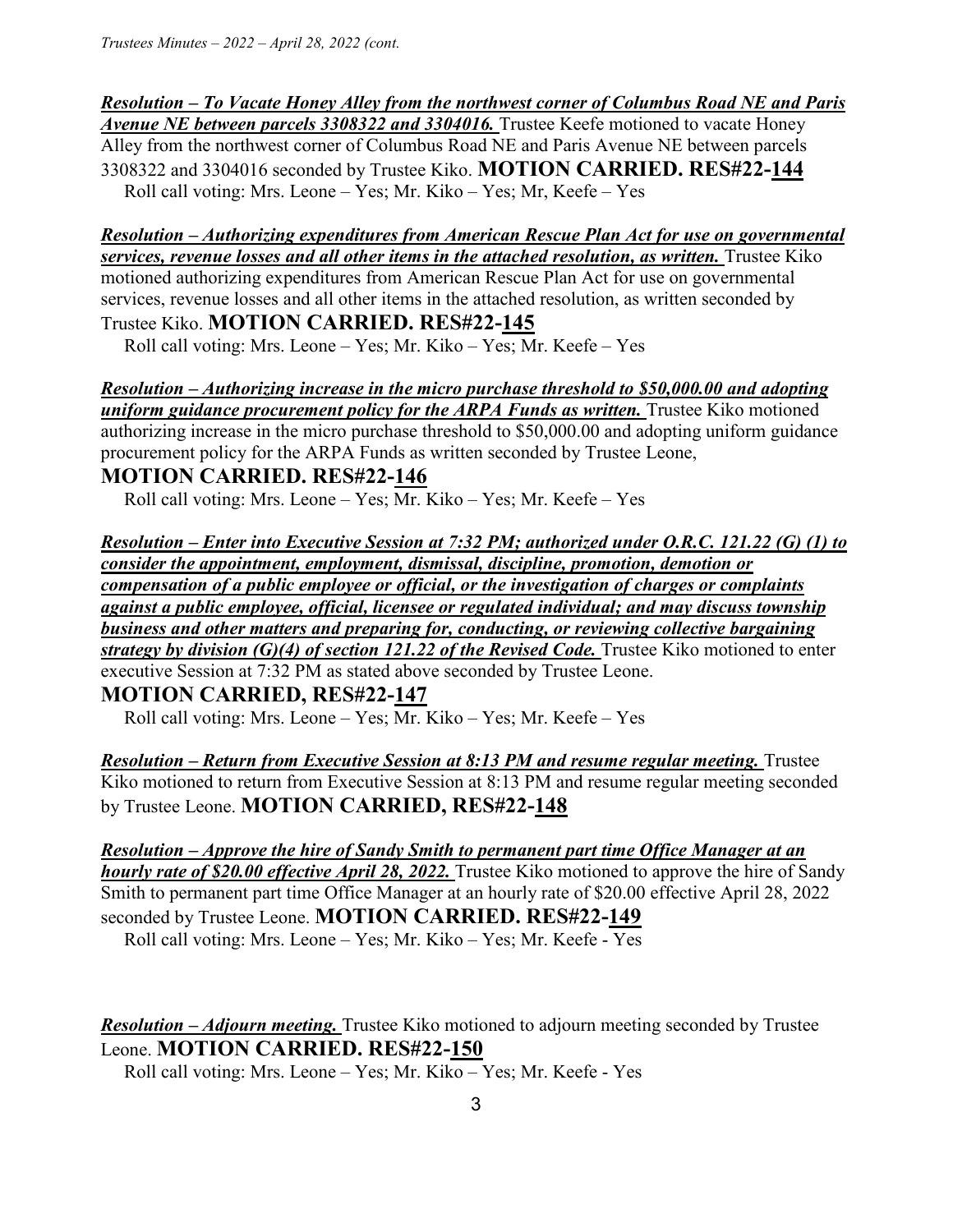***Resolution – To Vacate Honey Alley from the northwest corner of Columbus Road NE and Paris Avenue NE between parcels 3308322 and 3304016.*** Trustee Keefe motioned to vacate Honey Alley from the northwest corner of Columbus Road NE and Paris Avenue NE between parcels 3308322 and 3304016 seconded by Trustee Kiko. **MOTION CARRIED. RES#22-144**

Roll call voting: Mrs. Leone – Yes; Mr. Kiko – Yes; Mr, Keefe – Yes

***Resolution – Authorizing expenditures from American Rescue Plan Act for use on governmental services, revenue losses and all other items in the attached resolution, as written.*** Trustee Kiko motioned authorizing expenditures from American Rescue Plan Act for use on governmental services, revenue losses and all other items in the attached resolution, as written seconded by Trustee Kiko. **MOTION CARRIED. RES#22-145**

Roll call voting: Mrs. Leone – Yes; Mr. Kiko – Yes; Mr. Keefe – Yes

***Resolution – Authorizing increase in the micro purchase threshold to $50,000.00 and adopting uniform guidance procurement policy for the ARPA Funds as written.*** Trustee Kiko motioned authorizing increase in the micro purchase threshold to $50,000.00 and adopting uniform guidance procurement policy for the ARPA Funds as written seconded by Trustee Leone,

**MOTION CARRIED. RES#22-146**

Roll call voting: Mrs. Leone – Yes; Mr. Kiko – Yes; Mr. Keefe – Yes

***Resolution – Enter into Executive Session at 7:32 PM; authorized under O.R.C. 121.22 (G) (1) to consider the appointment, employment, dismissal, discipline, promotion, demotion or compensation of a public employee or official, or the investigation of charges or complaints against a public employee, official, licensee or regulated individual; and may discuss township business and other matters and preparing for, conducting, or reviewing collective bargaining strategy by division (G)(4) of section 121.22 of the Revised Code.*** Trustee Kiko motioned to enter executive Session at 7:32 PM as stated above seconded by Trustee Leone.

**MOTION CARRIED, RES#22-147**

Roll call voting: Mrs. Leone – Yes; Mr. Kiko – Yes; Mr. Keefe – Yes

***Resolution – Return from Executive Session at 8:13 PM and resume regular meeting.*** Trustee Kiko motioned to return from Executive Session at 8:13 PM and resume regular meeting seconded by Trustee Leone. **MOTION CARRIED, RES#22-148**

***Resolution – Approve the hire of Sandy Smith to permanent part time Office Manager at an hourly rate of $20.00 effective April 28, 2022.*** Trustee Kiko motioned to approve the hire of Sandy Smith to permanent part time Office Manager at an hourly rate of $20.00 effective April 28, 2022 seconded by Trustee Leone. **MOTION CARRIED. RES#22-149**

Roll call voting: Mrs. Leone – Yes; Mr. Kiko – Yes; Mr. Keefe - Yes

***Resolution – Adjourn meeting.*** Trustee Kiko motioned to adjourn meeting seconded by Trustee Leone. **MOTION CARRIED. RES#22-150**

Roll call voting: Mrs. Leone – Yes; Mr. Kiko – Yes; Mr. Keefe - Yes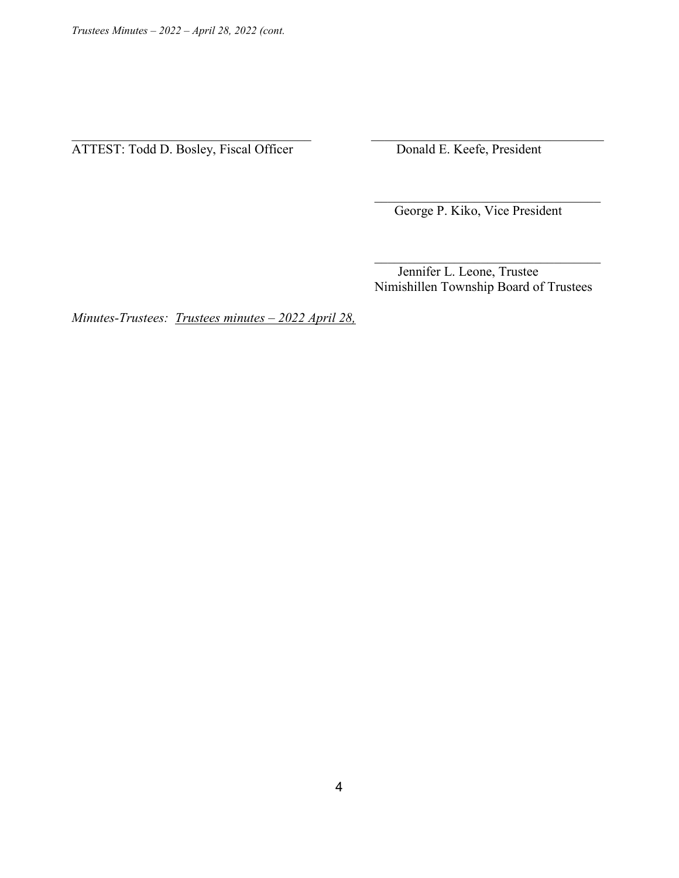ATTEST: Todd D. Bosley, Fiscal Officer

Donald E. Keefe, President

George P. Kiko, Vice President

Jennifer L. Leone, Trustee
Nimishillen Township Board of Trustees

*Minutes-Trustees:* *Trustees minutes – 2022 April 28,*